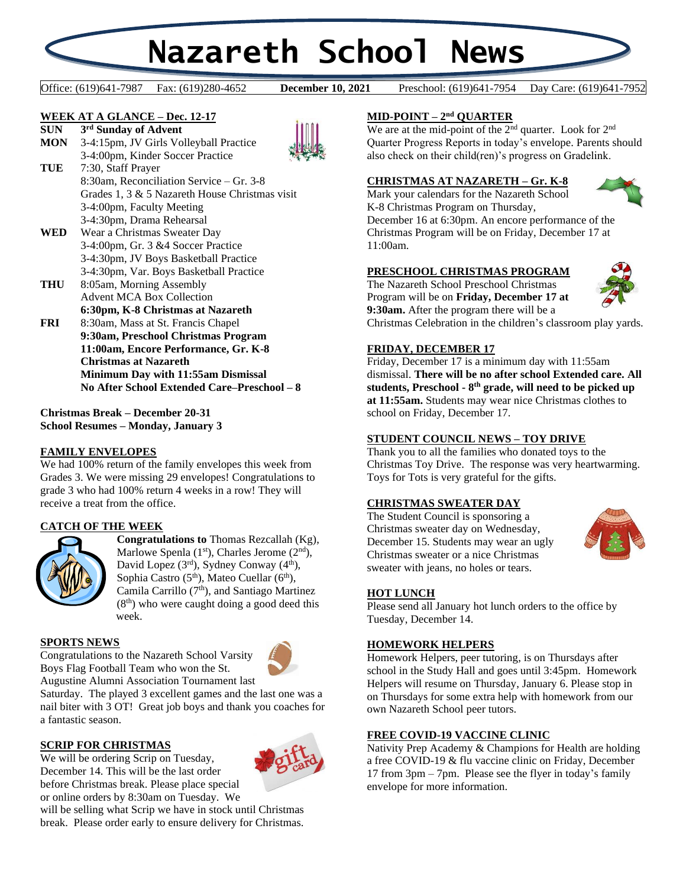# Nazareth School News

Office: (619)641-7987 Fax: (619)280-4652 **December 10, 2021** Preschool: (619)641-7954 Day Care: (619)641-7952

## WEEK AT A GLANCE – Dec. 12-17

**SUN** **3rd Sunday of Advent**

**MON** 3-4:15pm, JV Girls Volleyball Practice
3-4:00pm, Kinder Soccer Practice

**TUE** 7:30, Staff Prayer
8:30am, Reconciliation Service – Gr. 3-8
Grades 1, 3 & 5 Nazareth House Christmas visit
3-4:00pm, Faculty Meeting
3-4:30pm, Drama Rehearsal

**WED** Wear a Christmas Sweater Day
3-4:00pm, Gr. 3 &4 Soccer Practice
3-4:30pm, JV Boys Basketball Practice
3-4:30pm, Var. Boys Basketball Practice

**THU** 8:05am, Morning Assembly
Advent MCA Box Collection
**6:30pm, K-8 Christmas at Nazareth**

**FRI** 8:30am, Mass at St. Francis Chapel
**9:30am, Preschool Christmas Program**
**11:00am, Encore Performance, Gr. K-8 Christmas at Nazareth**
**Minimum Day with 11:55am Dismissal**
**No After School Extended Care–Preschool – 8**

**Christmas Break – December 20-31**
**School Resumes – Monday, January 3**

## FAMILY ENVELOPES

We had 100% return of the family envelopes this week from Grades 3. We were missing 29 envelopes! Congratulations to grade 3 who had 100% return 4 weeks in a row! They will receive a treat from the office.

## CATCH OF THE WEEK

**Congratulations to** Thomas Rezcallah (Kg), Marlowe Spenla (1st), Charles Jerome (2nd), David Lopez (3rd), Sydney Conway (4th), Sophia Castro (5th), Mateo Cuellar (6th), Camila Carrillo (7th), and Santiago Martinez (8th) who were caught doing a good deed this week.

## SPORTS NEWS

Congratulations to the Nazareth School Varsity Boys Flag Football Team who won the St. Augustine Alumni Association Tournament last Saturday. The played 3 excellent games and the last one was a nail biter with 3 OT! Great job boys and thank you coaches for a fantastic season.

## SCRIP FOR CHRISTMAS

We will be ordering Scrip on Tuesday, December 14. This will be the last order before Christmas break. Please place special or online orders by 8:30am on Tuesday. We will be selling what Scrip we have in stock until Christmas break. Please order early to ensure delivery for Christmas.

## MID-POINT – 2nd QUARTER

We are at the mid-point of the 2nd quarter. Look for 2nd Quarter Progress Reports in today's envelope. Parents should also check on their child(ren)'s progress on Gradelink.

## CHRISTMAS AT NAZARETH – Gr. K-8

Mark your calendars for the Nazareth School K-8 Christmas Program on Thursday, December 16 at 6:30pm. An encore performance of the Christmas Program will be on Friday, December 17 at 11:00am.

## PRESCHOOL CHRISTMAS PROGRAM

The Nazareth School Preschool Christmas Program will be on **Friday, December 17 at 9:30am.** After the program there will be a Christmas Celebration in the children's classroom play yards.

## FRIDAY, DECEMBER 17

Friday, December 17 is a minimum day with 11:55am dismissal. **There will be no after school Extended care. All students, Preschool - 8th grade, will need to be picked up at 11:55am.** Students may wear nice Christmas clothes to school on Friday, December 17.

## STUDENT COUNCIL NEWS – TOY DRIVE

Thank you to all the families who donated toys to the Christmas Toy Drive. The response was very heartwarming. Toys for Tots is very grateful for the gifts.

## CHRISTMAS SWEATER DAY

The Student Council is sponsoring a Christmas sweater day on Wednesday, December 15. Students may wear an ugly Christmas sweater or a nice Christmas sweater with jeans, no holes or tears.

## HOT LUNCH

Please send all January hot lunch orders to the office by Tuesday, December 14.

## HOMEWORK HELPERS

Homework Helpers, peer tutoring, is on Thursdays after school in the Study Hall and goes until 3:45pm. Homework Helpers will resume on Thursday, January 6. Please stop in on Thursdays for some extra help with homework from our own Nazareth School peer tutors.

## FREE COVID-19 VACCINE CLINIC

Nativity Prep Academy & Champions for Health are holding a free COVID-19 & flu vaccine clinic on Friday, December 17 from 3pm – 7pm. Please see the flyer in today's family envelope for more information.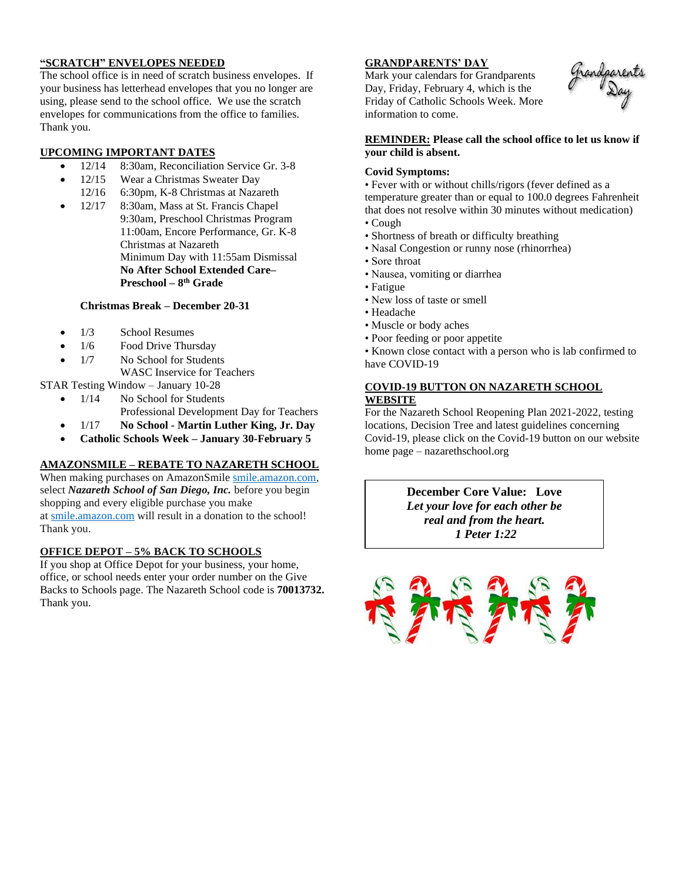## "SCRATCH" ENVELOPES NEEDED

The school office is in need of scratch business envelopes. If your business has letterhead envelopes that you no longer are using, please send to the school office. We use the scratch envelopes for communications from the office to families. Thank you.

## UPCOMING IMPORTANT DATES

- 12/14 8:30am, Reconciliation Service Gr. 3-8
- 12/15 Wear a Christmas Sweater Day
  12/16 6:30pm, K-8 Christmas at Nazareth
- 12/17 8:30am, Mass at St. Francis Chapel
  9:30am, Preschool Christmas Program
  11:00am, Encore Performance, Gr. K-8 Christmas at Nazareth
  Minimum Day with 11:55am Dismissal
  **No After School Extended Care– Preschool – 8th Grade**

**Christmas Break – December 20-31**

- 1/3 School Resumes
- 1/6 Food Drive Thursday
- 1/7 No School for Students
  WASC Inservice for Teachers

STAR Testing Window – January 10-28

- 1/14 No School for Students
  Professional Development Day for Teachers
- 1/17 **No School - Martin Luther King, Jr. Day**
- **Catholic Schools Week – January 30-February 5**

## AMAZONSMILE – REBATE TO NAZARETH SCHOOL

When making purchases on AmazonSmile smile.amazon.com, select ***Nazareth School of San Diego, Inc.*** before you begin shopping and every eligible purchase you make at smile.amazon.com will result in a donation to the school! Thank you.

## OFFICE DEPOT – 5% BACK TO SCHOOLS

If you shop at Office Depot for your business, your home, office, or school needs enter your order number on the Give Backs to Schools page. The Nazareth School code is **70013732.** Thank you.

## GRANDPARENTS' DAY

Mark your calendars for Grandparents Day, Friday, February 4, which is the Friday of Catholic Schools Week. More information to come.

**REMINDER: Please call the school office to let us know if your child is absent.**

**Covid Symptoms:**

- Fever with or without chills/rigors (fever defined as a temperature greater than or equal to 100.0 degrees Fahrenheit that does not resolve within 30 minutes without medication)
- Cough
- Shortness of breath or difficulty breathing
- Nasal Congestion or runny nose (rhinorrhea)
- Sore throat
- Nausea, vomiting or diarrhea
- Fatigue
- New loss of taste or smell
- Headache
- Muscle or body aches
- Poor feeding or poor appetite
- Known close contact with a person who is lab confirmed to have COVID-19

## COVID-19 BUTTON ON NAZARETH SCHOOL WEBSITE

For the Nazareth School Reopening Plan 2021-2022, testing locations, Decision Tree and latest guidelines concerning Covid-19, please click on the Covid-19 button on our website home page – nazarethschool.org

**December Core Value: Love**
***Let your love for each other be real and from the heart.***
***1 Peter 1:22***